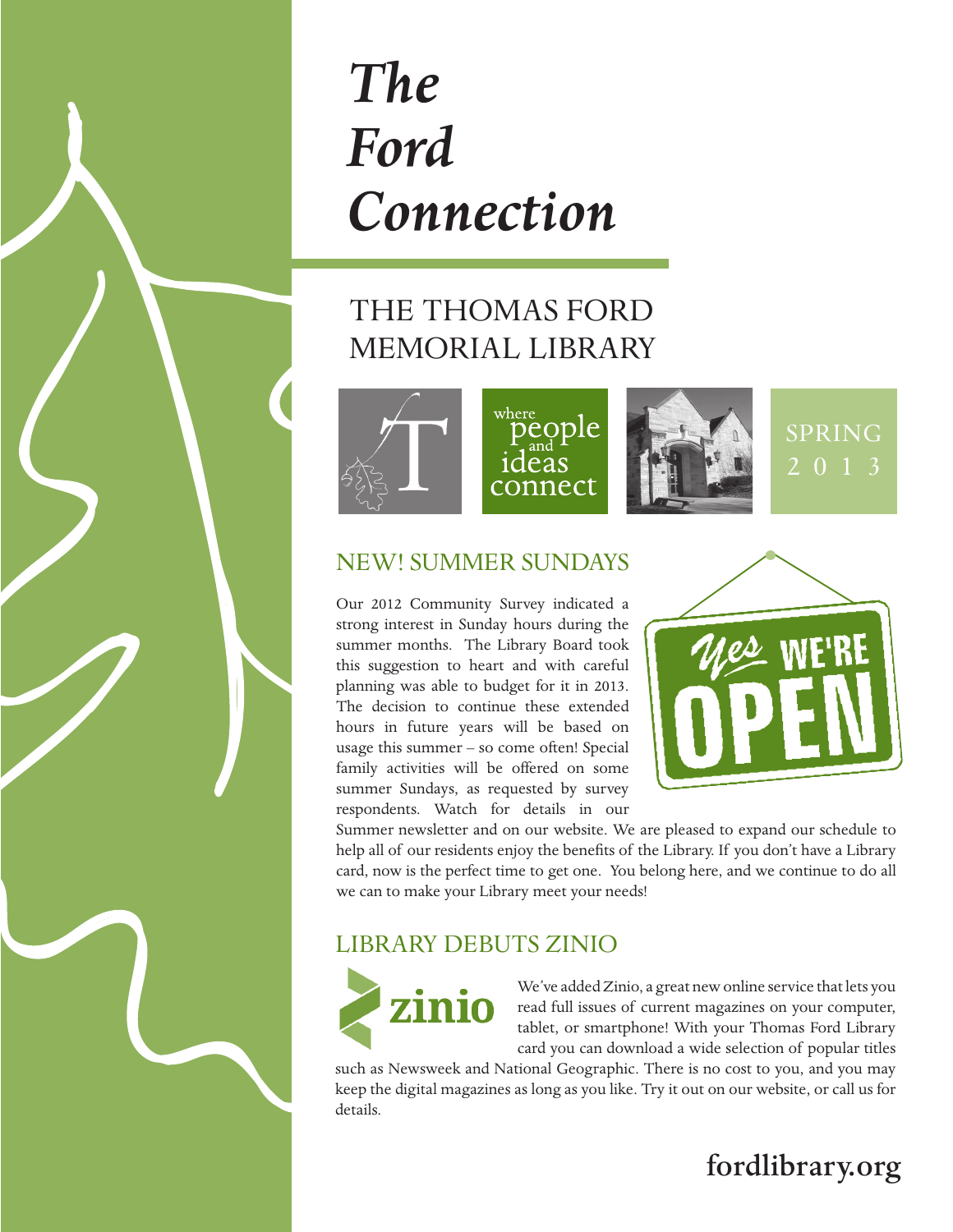# *The Ford Connection*

## THE THOMAS FORD MEMORIAL LIBRARY

where people and ideas connect

SPRING 2013

## NEW! SUMMER SUNDAYS

Our 2012 Community Survey indicated a strong interest in Sunday hours during the summer months. The Library Board took this suggestion to heart and with careful planning was able to budget for it in 2013. The decision to continue these extended hours in future years will be based on usage this summer – so come often! Special family activities will be offered on some summer Sundays, as requested by survey respondents. Watch for details in our Summer newsletter and on our website. We are pleased to expand our schedule to help all of our residents enjoy the benefits of the Library. If you don't have a Library card, now is the perfect time to get one. You belong here, and we continue to do all we can to make your Library meet your needs!

## LIBRARY DEBUTS ZINIO

We've added Zinio, a great new online service that lets you read full issues of current magazines on your computer, tablet, or smartphone! With your Thomas Ford Library card you can download a wide selection of popular titles such as Newsweek and National Geographic. There is no cost to you, and you may keep the digital magazines as long as you like. Try it out on our website, or call us for details.

**fordlibrary.org**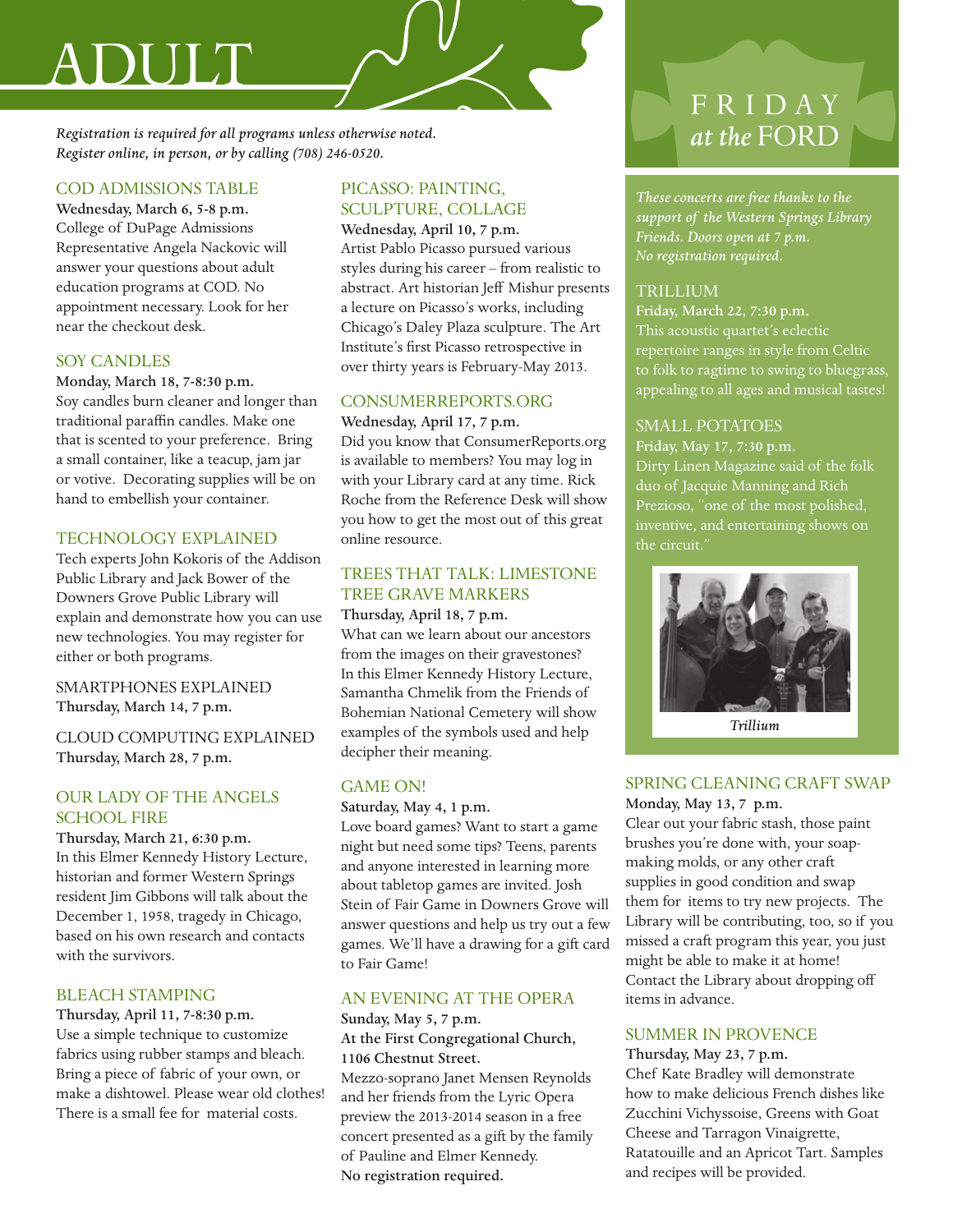# ADULT

*Registration is required for all programs unless otherwise noted. Register online, in person, or by calling (708) 246-0520.*

## COD ADMISSIONS TABLE

**Wednesday, March 6, 5-8 p.m.**
College of DuPage Admissions Representative Angela Nackovic will answer your questions about adult education programs at COD. No appointment necessary. Look for her near the checkout desk.

## SOY CANDLES

**Monday, March 18, 7-8:30 p.m.**
Soy candles burn cleaner and longer than traditional paraffin candles. Make one that is scented to your preference. Bring a small container, like a teacup, jam jar or votive. Decorating supplies will be on hand to embellish your container.

## TECHNOLOGY EXPLAINED

Tech experts John Kokoris of the Addison Public Library and Jack Bower of the Downers Grove Public Library will explain and demonstrate how you can use new technologies. You may register for either or both programs.

### SMARTPHONES EXPLAINED

**Thursday, March 14, 7 p.m.**

### CLOUD COMPUTING EXPLAINED

**Thursday, March 28, 7 p.m.**

## OUR LADY OF THE ANGELS SCHOOL FIRE

**Thursday, March 21, 6:30 p.m.**
In this Elmer Kennedy History Lecture, historian and former Western Springs resident Jim Gibbons will talk about the December 1, 1958, tragedy in Chicago, based on his own research and contacts with the survivors.

## BLEACH STAMPING

**Thursday, April 11, 7-8:30 p.m.**
Use a simple technique to customize fabrics using rubber stamps and bleach. Bring a piece of fabric of your own, or make a dishtowel. Please wear old clothes! There is a small fee for material costs.

## PICASSO: PAINTING, SCULPTURE, COLLAGE

**Wednesday, April 10, 7 p.m.**
Artist Pablo Picasso pursued various styles during his career – from realistic to abstract. Art historian Jeff Mishur presents a lecture on Picasso's works, including Chicago's Daley Plaza sculpture. The Art Institute's first Picasso retrospective in over thirty years is February-May 2013.

## CONSUMERREPORTS.ORG

**Wednesday, April 17, 7 p.m.**
Did you know that ConsumerReports.org is available to members? You may log in with your Library card at any time. Rick Roche from the Reference Desk will show you how to get the most out of this great online resource.

## TREES THAT TALK: LIMESTONE TREE GRAVE MARKERS

**Thursday, April 18, 7 p.m.**
What can we learn about our ancestors from the images on their gravestones? In this Elmer Kennedy History Lecture, Samantha Chmelik from the Friends of Bohemian National Cemetery will show examples of the symbols used and help decipher their meaning.

## GAME ON!

**Saturday, May 4, 1 p.m.**
Love board games? Want to start a game night but need some tips? Teens, parents and anyone interested in learning more about tabletop games are invited. Josh Stein of Fair Game in Downers Grove will answer questions and help us try out a few games. We'll have a drawing for a gift card to Fair Game!

## AN EVENING AT THE OPERA

**Sunday, May 5, 7 p.m.**
**At the First Congregational Church, 1106 Chestnut Street.**
Mezzo-soprano Janet Mensen Reynolds and her friends from the Lyric Opera preview the 2013-2014 season in a free concert presented as a gift by the family of Pauline and Elmer Kennedy.
**No registration required.**

# FRIDAY *at the* FORD

*These concerts are free thanks to the support of the Western Springs Library Friends. Doors open at 7 p.m. No registration required.*

## TRILLIUM

**Friday, March 22, 7:30 p.m.**
This acoustic quartet's eclectic repertoire ranges in style from Celtic to folk to ragtime to swing to bluegrass, appealing to all ages and musical tastes!

## SMALL POTATOES

**Friday, May 17, 7:30 p.m.**
Dirty Linen Magazine said of the folk duo of Jacquie Manning and Rich Prezioso, "one of the most polished, inventive, and entertaining shows on the circuit."

*Trillium*

## SPRING CLEANING CRAFT SWAP

**Monday, May 13, 7 p.m.**
Clear out your fabric stash, those paint brushes you're done with, your soap-making molds, or any other craft supplies in good condition and swap them for items to try new projects. The Library will be contributing, too, so if you missed a craft program this year, you just might be able to make it at home! Contact the Library about dropping off items in advance.

## SUMMER IN PROVENCE

**Thursday, May 23, 7 p.m.**
Chef Kate Bradley will demonstrate how to make delicious French dishes like Zucchini Vichyssoise, Greens with Goat Cheese and Tarragon Vinaigrette, Ratatouille and an Apricot Tart. Samples and recipes will be provided.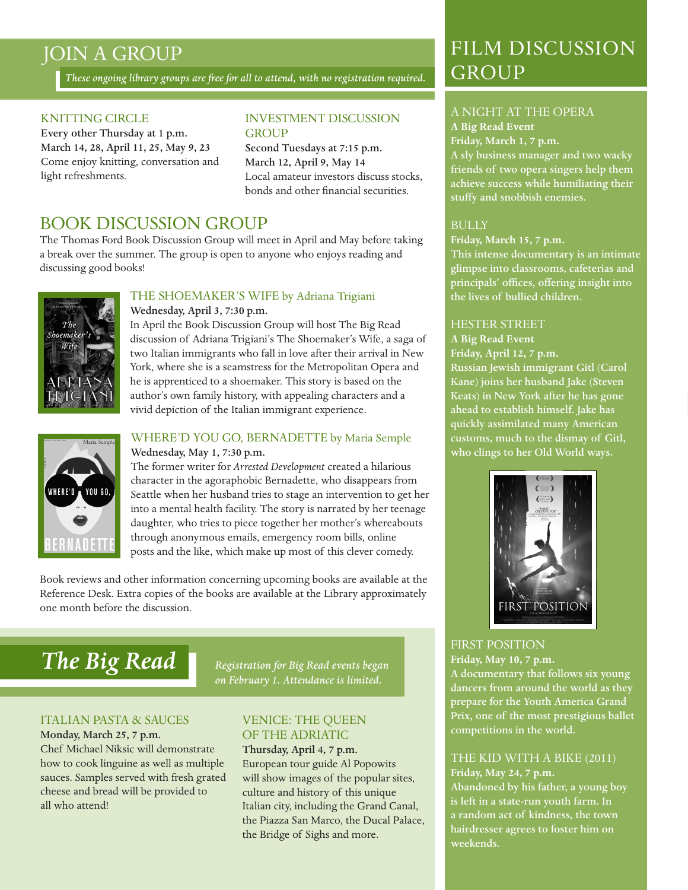## JOIN A GROUP

*These ongoing library groups are free for all to attend, with no registration required.*

### KNITTING CIRCLE

**Every other Thursday at 1 p.m.**
**March 14, 28, April 11, 25, May 9, 23**
Come enjoy knitting, conversation and light refreshments.

### INVESTMENT DISCUSSION GROUP

**Second Tuesdays at 7:15 p.m.**
**March 12, April 9, May 14**
Local amateur investors discuss stocks, bonds and other financial securities.

## BOOK DISCUSSION GROUP

The Thomas Ford Book Discussion Group will meet in April and May before taking a break over the summer. The group is open to anyone who enjoys reading and discussing good books!

### THE SHOEMAKER'S WIFE by Adriana Trigiani

**Wednesday, April 3, 7:30 p.m.**
In April the Book Discussion Group will host The Big Read discussion of Adriana Trigiani's The Shoemaker's Wife, a saga of two Italian immigrants who fall in love after their arrival in New York, where she is a seamstress for the Metropolitan Opera and he is apprenticed to a shoemaker. This story is based on the author's own family history, with appealing characters and a vivid depiction of the Italian immigrant experience.

### WHERE'D YOU GO, BERNADETTE by Maria Semple

**Wednesday, May 1, 7:30 p.m.**
The former writer for *Arrested Development* created a hilarious character in the agoraphobic Bernadette, who disappears from Seattle when her husband tries to stage an intervention to get her into a mental health facility. The story is narrated by her teenage daughter, who tries to piece together her mother's whereabouts through anonymous emails, emergency room bills, online posts and the like, which make up most of this clever comedy.

Book reviews and other information concerning upcoming books are available at the Reference Desk. Extra copies of the books are available at the Library approximately one month before the discussion.

## *The Big Read*

*Registration for Big Read events began on February 1. Attendance is limited.*

### ITALIAN PASTA & SAUCES

**Monday, March 25, 7 p.m.**
Chef Michael Niksic will demonstrate how to cook linguine as well as multiple sauces. Samples served with fresh grated cheese and bread will be provided to all who attend!

### VENICE: THE QUEEN OF THE ADRIATIC

**Thursday, April 4, 7 p.m.**
European tour guide Al Popowits will show images of the popular sites, culture and history of this unique Italian city, including the Grand Canal, the Piazza San Marco, the Ducal Palace, the Bridge of Sighs and more.

## FILM DISCUSSION GROUP

### A NIGHT AT THE OPERA

**A Big Read Event**
**Friday, March 1, 7 p.m.**
A sly business manager and two wacky friends of two opera singers help them achieve success while humiliating their stuffy and snobbish enemies.

### BULLY

**Friday, March 15, 7 p.m.**
This intense documentary is an intimate glimpse into classrooms, cafeterias and principals' offices, offering insight into the lives of bullied children.

### HESTER STREET

**A Big Read Event**
**Friday, April 12, 7 p.m.**
Russian Jewish immigrant Gitl (Carol Kane) joins her husband Jake (Steven Keats) in New York after he has gone ahead to establish himself. Jake has quickly assimilated many American customs, much to the dismay of Gitl, who clings to her Old World ways.

### FIRST POSITION

**Friday, May 10, 7 p.m.**
A documentary that follows six young dancers from around the world as they prepare for the Youth America Grand Prix, one of the most prestigious ballet competitions in the world.

### THE KID WITH A BIKE (2011)

**Friday, May 24, 7 p.m.**
Abandoned by his father, a young boy is left in a state-run youth farm. In a random act of kindness, the town hairdresser agrees to foster him on weekends.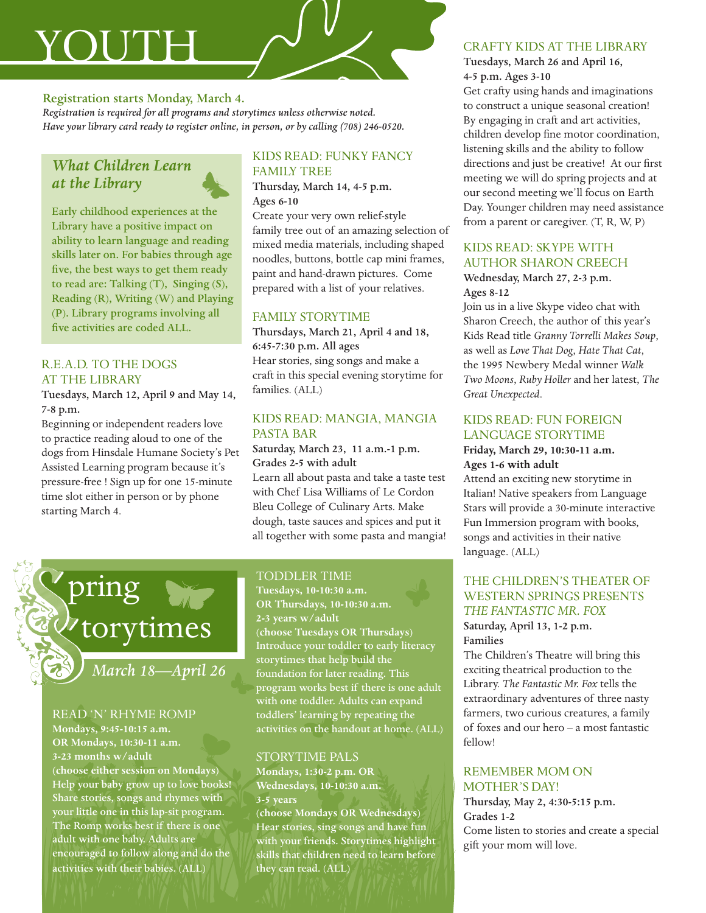# YOUTH

**Registration starts Monday, March 4.**

*Registration is required for all programs and storytimes unless otherwise noted. Have your library card ready to register online, in person, or by calling (708) 246-0520.*

## *What Children Learn at the Library*

**Early childhood experiences at the Library have a positive impact on ability to learn language and reading skills later on. For babies through age five, the best ways to get them ready to read are: Talking (T), Singing (S), Reading (R), Writing (W) and Playing (P). Library programs involving all five activities are coded ALL.**

## R.E.A.D. TO THE DOGS AT THE LIBRARY

**Tuesdays, March 12, April 9 and May 14, 7-8 p.m.**

Beginning or independent readers love to practice reading aloud to one of the dogs from Hinsdale Humane Society's Pet Assisted Learning program because it's pressure-free ! Sign up for one 15-minute time slot either in person or by phone starting March 4.

## KIDS READ: FUNKY FANCY FAMILY TREE

**Thursday, March 14, 4-5 p.m.**
**Ages 6-10**

Create your very own relief-style family tree out of an amazing selection of mixed media materials, including shaped noodles, buttons, bottle cap mini frames, paint and hand-drawn pictures. Come prepared with a list of your relatives.

## FAMILY STORYTIME

**Thursdays, March 21, April 4 and 18, 6:45-7:30 p.m. All ages**

Hear stories, sing songs and make a craft in this special evening storytime for families. (ALL)

## KIDS READ: MANGIA, MANGIA PASTA BAR

**Saturday, March 23, 11 a.m.-1 p.m.**
**Grades 2-5 with adult**

Learn all about pasta and take a taste test with Chef Lisa Williams of Le Cordon Bleu College of Culinary Arts. Make dough, taste sauces and spices and put it all together with some pasta and mangia!

## CRAFTY KIDS AT THE LIBRARY

**Tuesdays, March 26 and April 16, 4-5 p.m. Ages 3-10**

Get crafty using hands and imaginations to construct a unique seasonal creation! By engaging in craft and art activities, children develop fine motor coordination, listening skills and the ability to follow directions and just be creative! At our first meeting we will do spring projects and at our second meeting we'll focus on Earth Day. Younger children may need assistance from a parent or caregiver. (T, R, W, P)

## KIDS READ: SKYPE WITH AUTHOR SHARON CREECH

**Wednesday, March 27, 2-3 p.m.**
**Ages 8-12**

Join us in a live Skype video chat with Sharon Creech, the author of this year's Kids Read title *Granny Torrelli Makes Soup*, as well as *Love That Dog*, *Hate That Cat*, the 1995 Newbery Medal winner *Walk Two Moons*, *Ruby Holler* and her latest, *The Great Unexpected*.

## KIDS READ: FUN FOREIGN LANGUAGE STORYTIME

**Friday, March 29, 10:30-11 a.m.**
**Ages 1-6 with adult**

Attend an exciting new storytime in Italian! Native speakers from Language Stars will provide a 30-minute interactive Fun Immersion program with books, songs and activities in their native language. (ALL)

## THE CHILDREN'S THEATER OF WESTERN SPRINGS PRESENTS *THE FANTASTIC MR. FOX*

**Saturday, April 13, 1-2 p.m.**
**Families**

The Children's Theatre will bring this exciting theatrical production to the Library. *The Fantastic Mr. Fox* tells the extraordinary adventures of three nasty farmers, two curious creatures, a family of foxes and our hero – a most fantastic fellow!

## REMEMBER MOM ON MOTHER'S DAY!

**Thursday, May 2, 4:30-5:15 p.m.**
**Grades 1-2**

Come listen to stories and create a special gift your mom will love.

# Spring Storytimes

*March 18—April 26*

## READ 'N' RHYME ROMP

**Mondays, 9:45-10:15 a.m.**
**OR Mondays, 10:30-11 a.m.**
**3-23 months w/adult**
**(choose either session on Mondays)**

Help your baby grow up to love books! Share stories, songs and rhymes with your little one in this lap-sit program. The Romp works best if there is one adult with one baby. Adults are encouraged to follow along and do the activities with their babies. (ALL)

## TODDLER TIME

**Tuesdays, 10-10:30 a.m.**
**OR Thursdays, 10-10:30 a.m.**
**2-3 years w/adult**
**(choose Tuesdays OR Thursdays)**

Introduce your toddler to early literacy storytimes that help build the foundation for later reading. This program works best if there is one adult with one toddler. Adults can expand toddlers' learning by repeating the activities on the handout at home. (ALL)

## STORYTIME PALS

**Mondays, 1:30-2 p.m. OR**
**Wednesdays, 10-10:30 a.m.**
**3-5 years**
**(choose Mondays OR Wednesdays)**

Hear stories, sing songs and have fun with your friends. Storytimes highlight skills that children need to learn before they can read. (ALL)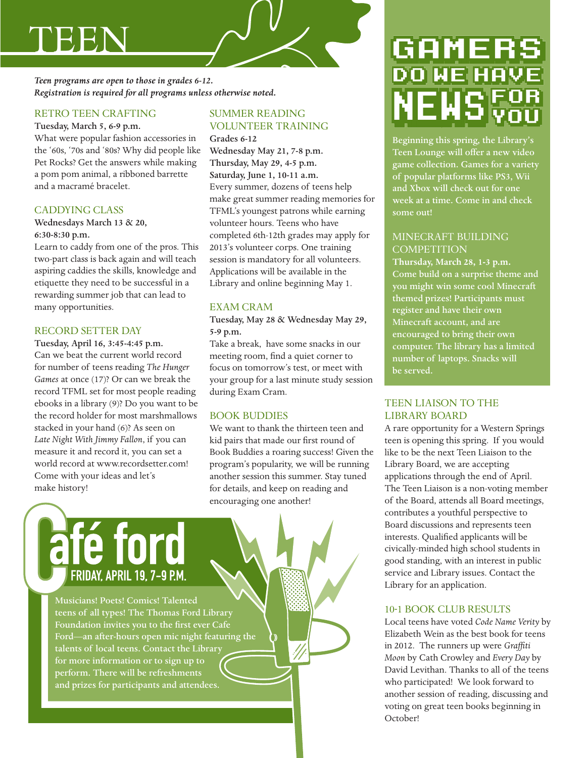# TEEN

***Teen programs are open to those in grades 6-12. Registration is required for all programs unless otherwise noted.***

## RETRO TEEN CRAFTING

**Tuesday, March 5, 6-9 p.m.**

What were popular fashion accessories in the '60s, '70s and '80s? Why did people like Pet Rocks? Get the answers while making a pom pom animal, a ribboned barrette and a macramé bracelet.

## CADDYING CLASS

**Wednesdays March 13 & 20, 6:30-8:30 p.m.**

Learn to caddy from one of the pros. This two-part class is back again and will teach aspiring caddies the skills, knowledge and etiquette they need to be successful in a rewarding summer job that can lead to many opportunities.

## RECORD SETTER DAY

**Tuesday, April 16, 3:45-4:45 p.m.**

Can we beat the current world record for number of teens reading *The Hunger Games* at once (17)? Or can we break the record TFML set for most people reading ebooks in a library (9)? Do you want to be the record holder for most marshmallows stacked in your hand (6)? As seen on *Late Night With Jimmy Fallon*, if you can measure it and record it, you can set a world record at www.recordsetter.com! Come with your ideas and let's make history!

## SUMMER READING VOLUNTEER TRAINING

**Grades 6-12**

**Wednesday May 21, 7-8 p.m.**

**Thursday, May 29, 4-5 p.m.**

**Saturday, June 1, 10-11 a.m.**

Every summer, dozens of teens help make great summer reading memories for TFML's youngest patrons while earning volunteer hours. Teens who have completed 6th-12th grades may apply for 2013's volunteer corps. One training session is mandatory for all volunteers. Applications will be available in the Library and online beginning May 1.

## EXAM CRAM

**Tuesday, May 28 & Wednesday May 29, 5-9 p.m.**

Take a break, have some snacks in our meeting room, find a quiet corner to focus on tomorrow's test, or meet with your group for a last minute study session during Exam Cram.

## BOOK BUDDIES

We want to thank the thirteen teen and kid pairs that made our first round of Book Buddies a roaring success! Given the program's popularity, we will be running another session this summer. Stay tuned for details, and keep on reading and encouraging one another!

## Café ford

**FRIDAY, APRIL 19, 7-9 P.M.**

Musicians! Poets! Comics! Talented teens of all types! The Thomas Ford Library Foundation invites you to the first ever Cafe Ford—an after-hours open mic night featuring the talents of local teens. Contact the Library for more information or to sign up to perform. There will be refreshments and prizes for participants and attendees.

## GAMERS DO WE HAVE NEWS FOR YOU

**Beginning this spring, the Library's Teen Lounge will offer a new video game collection. Games for a variety of popular platforms like PS3, Wii and Xbox will check out for one week at a time. Come in and check some out!**

## MINECRAFT BUILDING COMPETITION

**Thursday, March 28, 1-3 p.m.**

**Come build on a surprise theme and you might win some cool Minecraft themed prizes! Participants must register and have their own Minecraft account, and are encouraged to bring their own computer. The library has a limited number of laptops. Snacks will be served.**

## TEEN LIAISON TO THE LIBRARY BOARD

A rare opportunity for a Western Springs teen is opening this spring. If you would like to be the next Teen Liaison to the Library Board, we are accepting applications through the end of April. The Teen Liaison is a non-voting member of the Board, attends all Board meetings, contributes a youthful perspective to Board discussions and represents teen interests. Qualified applicants will be civically-minded high school students in good standing, with an interest in public service and Library issues. Contact the Library for an application.

## 10-1 BOOK CLUB RESULTS

Local teens have voted *Code Name Verity* by Elizabeth Wein as the best book for teens in 2012. The runners up were *Graffiti Moon* by Cath Crowley and *Every Day* by David Levithan. Thanks to all of the teens who participated! We look forward to another session of reading, discussing and voting on great teen books beginning in October!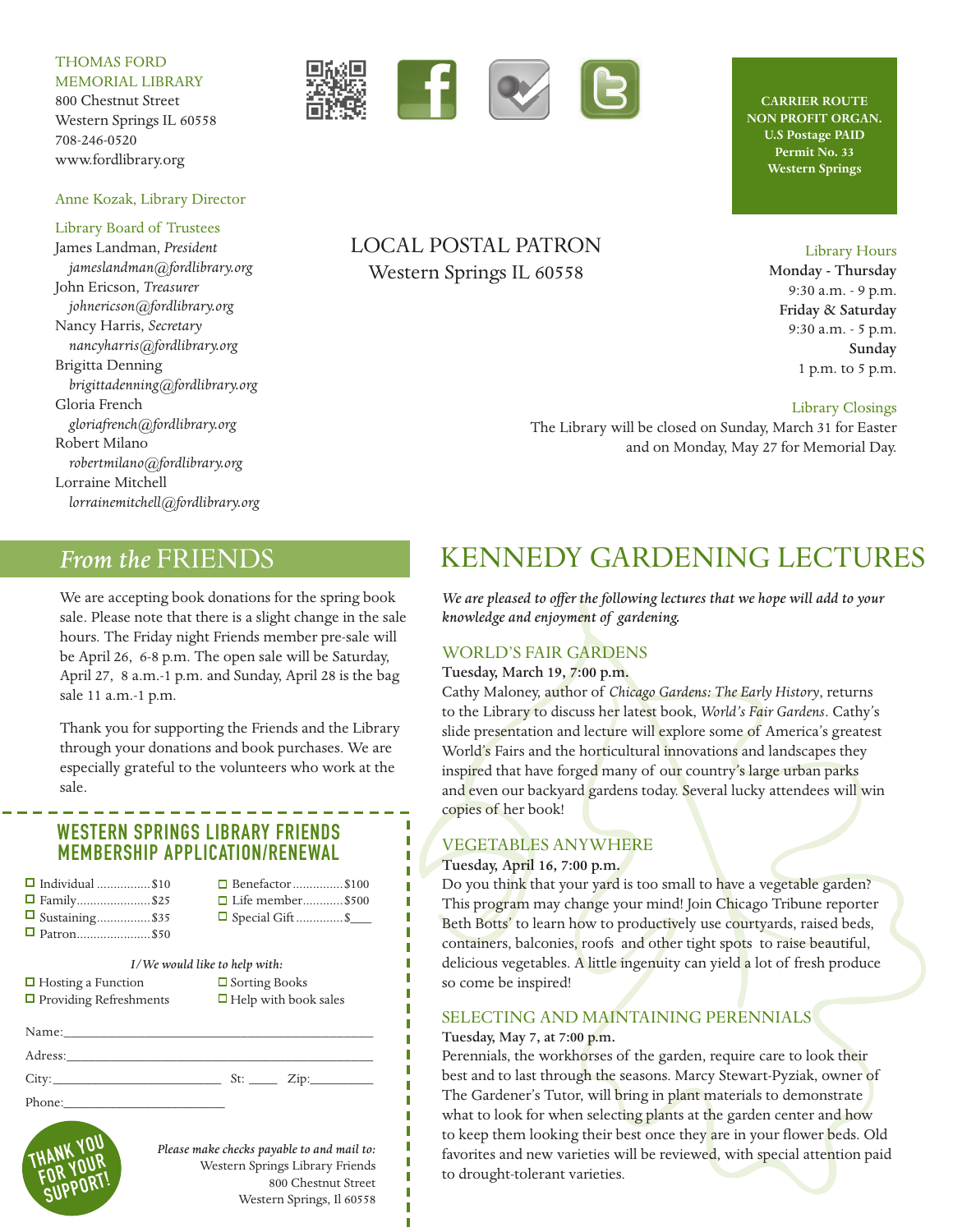THOMAS FORD MEMORIAL LIBRARY
800 Chestnut Street
Western Springs IL 60558
708-246-0520
www.fordlibrary.org

Anne Kozak, Library Director

Library Board of Trustees
James Landman, *President*
*jameslandman@fordlibrary.org*
John Ericson, *Treasurer*
*johnericson@fordlibrary.org*
Nancy Harris, *Secretary*
*nancyharris@fordlibrary.org*
Brigitta Denning
*brigittadenning@fordlibrary.org*
Gloria French
*gloriafrench@fordlibrary.org*
Robert Milano
*robertmilano@fordlibrary.org*
Lorraine Mitchell
*lorrainemitchell@fordlibrary.org*

CARRIER ROUTE
NON PROFIT ORGAN.
U.S Postage PAID
Permit No. 33
Western Springs

LOCAL POSTAL PATRON
Western Springs IL 60558

Library Hours
**Monday - Thursday**
9:30 a.m. - 9 p.m.
**Friday & Saturday**
9:30 a.m. - 5 p.m.
**Sunday**
1 p.m. to 5 p.m.

Library Closings
The Library will be closed on Sunday, March 31 for Easter and on Monday, May 27 for Memorial Day.

## *From the* FRIENDS

We are accepting book donations for the spring book sale. Please note that there is a slight change in the sale hours. The Friday night Friends member pre-sale will be April 26, 6-8 p.m. The open sale will be Saturday, April 27, 8 a.m.-1 p.m. and Sunday, April 28 is the bag sale 11 a.m.-1 p.m.

Thank you for supporting the Friends and the Library through your donations and book purchases. We are especially grateful to the volunteers who work at the sale.

### WESTERN SPRINGS LIBRARY FRIENDS MEMBERSHIP APPLICATION/RENEWAL

- ☐ Individual ................$10
- ☐ Family......................$25
- ☐ Sustaining................$35
- ☐ Patron......................$50
- ☐ Benefactor ...............$100
- ☐ Life member............$500
- ☐ Special Gift .............$___

*I/We would like to help with:*

- ☐ Hosting a Function
- ☐ Providing Refreshments
- ☐ Sorting Books
- ☐ Help with book sales

Name:___________________________________________

Adress:__________________________________________

City:_______________________ St: ____ Zip:_________

Phone:______________________

THANK YOU FOR YOUR SUPPORT!

*Please make checks payable to and mail to:*
Western Springs Library Friends
800 Chestnut Street
Western Springs, Il 60558

## KENNEDY GARDENING LECTURES

***We are pleased to offer the following lectures that we hope will add to your knowledge and enjoyment of gardening.***

### WORLD'S FAIR GARDENS

**Tuesday, March 19, 7:00 p.m.**

Cathy Maloney, author of *Chicago Gardens: The Early History*, returns to the Library to discuss her latest book, *World's Fair Gardens*. Cathy's slide presentation and lecture will explore some of America's greatest World's Fairs and the horticultural innovations and landscapes they inspired that have forged many of our country's large urban parks and even our backyard gardens today. Several lucky attendees will win copies of her book!

### VEGETABLES ANYWHERE

**Tuesday, April 16, 7:00 p.m.**

Do you think that your yard is too small to have a vegetable garden? This program may change your mind! Join Chicago Tribune reporter Beth Botts' to learn how to productively use courtyards, raised beds, containers, balconies, roofs and other tight spots to raise beautiful, delicious vegetables. A little ingenuity can yield a lot of fresh produce so come be inspired!

### SELECTING AND MAINTAINING PERENNIALS

**Tuesday, May 7, at 7:00 p.m.**

Perennials, the workhorses of the garden, require care to look their best and to last through the seasons. Marcy Stewart-Pyziak, owner of The Gardener's Tutor, will bring in plant materials to demonstrate what to look for when selecting plants at the garden center and how to keep them looking their best once they are in your flower beds. Old favorites and new varieties will be reviewed, with special attention paid to drought-tolerant varieties.